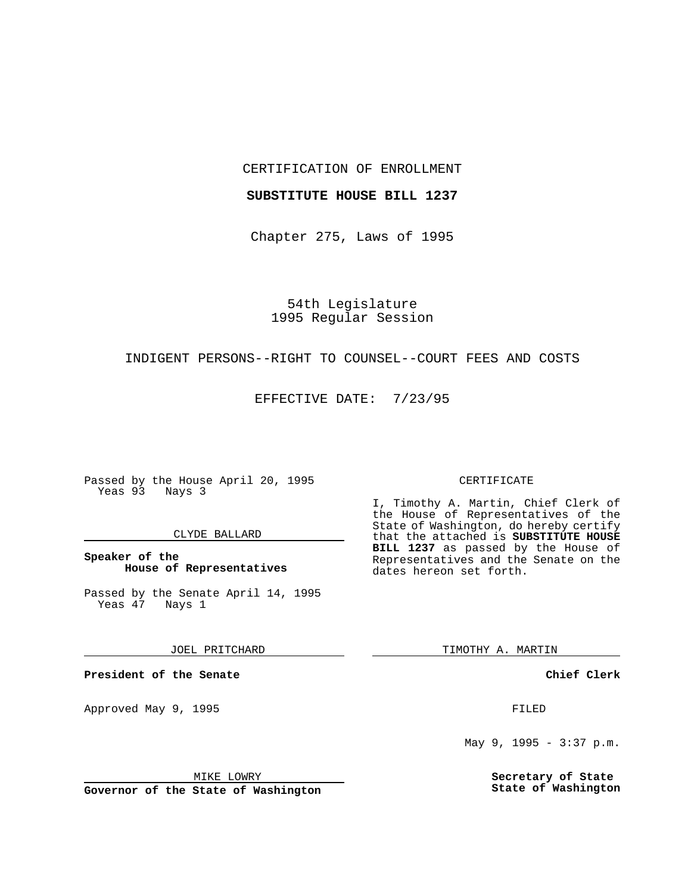CERTIFICATION OF ENROLLMENT

**SUBSTITUTE HOUSE BILL 1237**

Chapter 275, Laws of 1995

54th Legislature
1995 Regular Session

INDIGENT PERSONS--RIGHT TO COUNSEL--COURT FEES AND COSTS

EFFECTIVE DATE: 7/23/95

Passed by the House April 20, 1995
Yeas 93 Nays 3

CLYDE BALLARD

**Speaker of the House of Representatives**

Passed by the Senate April 14, 1995
Yeas 47 Nays 1

JOEL PRITCHARD

**President of the Senate**

Approved May 9, 1995

MIKE LOWRY

**Governor of the State of Washington**

CERTIFICATE

I, Timothy A. Martin, Chief Clerk of the House of Representatives of the State of Washington, do hereby certify that the attached is **SUBSTITUTE HOUSE BILL 1237** as passed by the House of Representatives and the Senate on the dates hereon set forth.

TIMOTHY A. MARTIN

**Chief Clerk**

FILED

May 9, 1995 - 3:37 p.m.

**Secretary of State
State of Washington**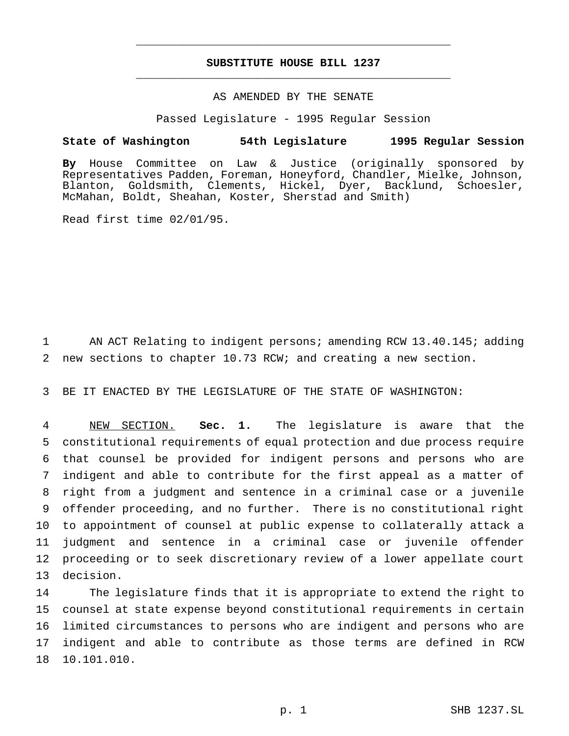# SUBSTITUTE HOUSE BILL 1237

AS AMENDED BY THE SENATE

Passed Legislature - 1995 Regular Session

**State of Washington 54th Legislature 1995 Regular Session**

**By** House Committee on Law & Justice (originally sponsored by Representatives Padden, Foreman, Honeyford, Chandler, Mielke, Johnson, Blanton, Goldsmith, Clements, Hickel, Dyer, Backlund, Schoesler, McMahan, Boldt, Sheahan, Koster, Sherstad and Smith)

Read first time 02/01/95.

AN ACT Relating to indigent persons; amending RCW 13.40.145; adding new sections to chapter 10.73 RCW; and creating a new section.

BE IT ENACTED BY THE LEGISLATURE OF THE STATE OF WASHINGTON:

NEW SECTION. **Sec. 1.** The legislature is aware that the constitutional requirements of equal protection and due process require that counsel be provided for indigent persons and persons who are indigent and able to contribute for the first appeal as a matter of right from a judgment and sentence in a criminal case or a juvenile offender proceeding, and no further. There is no constitutional right to appointment of counsel at public expense to collaterally attack a judgment and sentence in a criminal case or juvenile offender proceeding or to seek discretionary review of a lower appellate court decision.

The legislature finds that it is appropriate to extend the right to counsel at state expense beyond constitutional requirements in certain limited circumstances to persons who are indigent and persons who are indigent and able to contribute as those terms are defined in RCW 10.101.010.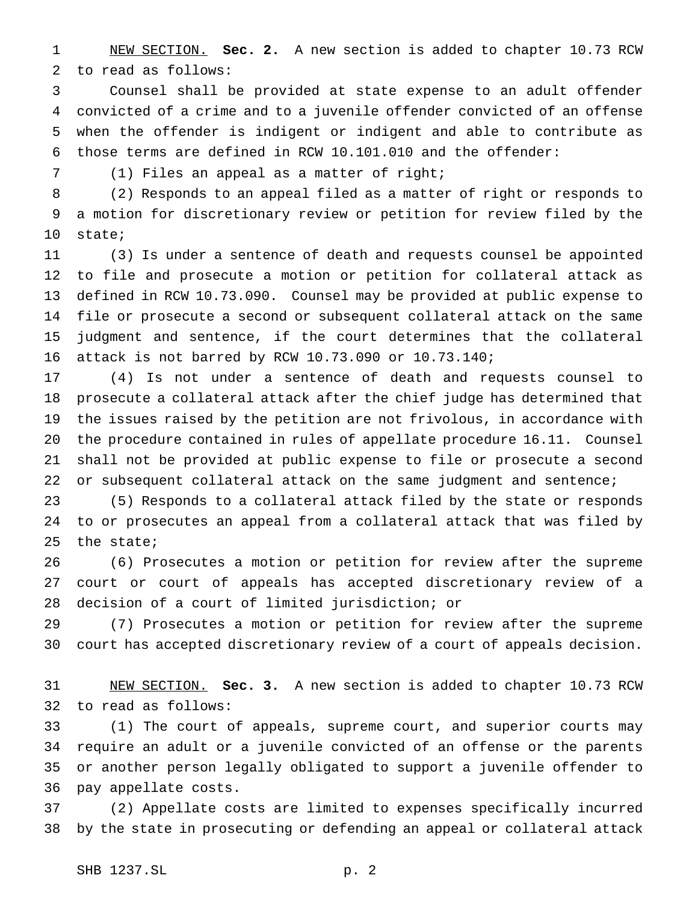NEW SECTION. **Sec. 2.** A new section is added to chapter 10.73 RCW to read as follows:

Counsel shall be provided at state expense to an adult offender convicted of a crime and to a juvenile offender convicted of an offense when the offender is indigent or indigent and able to contribute as those terms are defined in RCW 10.101.010 and the offender:

(1) Files an appeal as a matter of right;

(2) Responds to an appeal filed as a matter of right or responds to a motion for discretionary review or petition for review filed by the state;

(3) Is under a sentence of death and requests counsel be appointed to file and prosecute a motion or petition for collateral attack as defined in RCW 10.73.090. Counsel may be provided at public expense to file or prosecute a second or subsequent collateral attack on the same judgment and sentence, if the court determines that the collateral attack is not barred by RCW 10.73.090 or 10.73.140;

(4) Is not under a sentence of death and requests counsel to prosecute a collateral attack after the chief judge has determined that the issues raised by the petition are not frivolous, in accordance with the procedure contained in rules of appellate procedure 16.11. Counsel shall not be provided at public expense to file or prosecute a second or subsequent collateral attack on the same judgment and sentence;

(5) Responds to a collateral attack filed by the state or responds to or prosecutes an appeal from a collateral attack that was filed by the state;

(6) Prosecutes a motion or petition for review after the supreme court or court of appeals has accepted discretionary review of a decision of a court of limited jurisdiction; or

(7) Prosecutes a motion or petition for review after the supreme court has accepted discretionary review of a court of appeals decision.

NEW SECTION. **Sec. 3.** A new section is added to chapter 10.73 RCW to read as follows:

(1) The court of appeals, supreme court, and superior courts may require an adult or a juvenile convicted of an offense or the parents or another person legally obligated to support a juvenile offender to pay appellate costs.

(2) Appellate costs are limited to expenses specifically incurred by the state in prosecuting or defending an appeal or collateral attack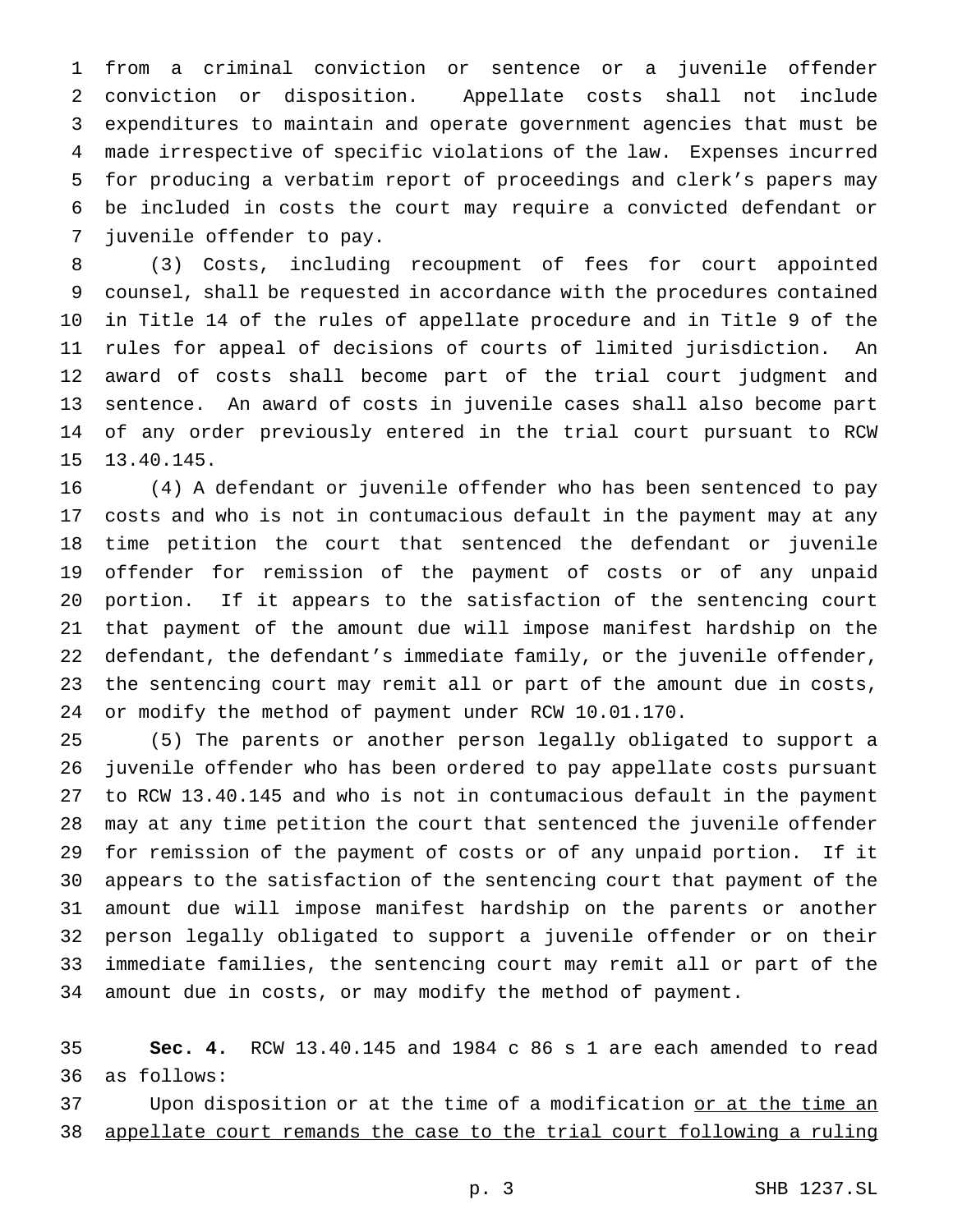from a criminal conviction or sentence or a juvenile offender conviction or disposition. Appellate costs shall not include expenditures to maintain and operate government agencies that must be made irrespective of specific violations of the law. Expenses incurred for producing a verbatim report of proceedings and clerk's papers may be included in costs the court may require a convicted defendant or juvenile offender to pay.

(3) Costs, including recoupment of fees for court appointed counsel, shall be requested in accordance with the procedures contained in Title 14 of the rules of appellate procedure and in Title 9 of the rules for appeal of decisions of courts of limited jurisdiction. An award of costs shall become part of the trial court judgment and sentence. An award of costs in juvenile cases shall also become part of any order previously entered in the trial court pursuant to RCW 13.40.145.

(4) A defendant or juvenile offender who has been sentenced to pay costs and who is not in contumacious default in the payment may at any time petition the court that sentenced the defendant or juvenile offender for remission of the payment of costs or of any unpaid portion. If it appears to the satisfaction of the sentencing court that payment of the amount due will impose manifest hardship on the defendant, the defendant's immediate family, or the juvenile offender, the sentencing court may remit all or part of the amount due in costs, or modify the method of payment under RCW 10.01.170.

(5) The parents or another person legally obligated to support a juvenile offender who has been ordered to pay appellate costs pursuant to RCW 13.40.145 and who is not in contumacious default in the payment may at any time petition the court that sentenced the juvenile offender for remission of the payment of costs or of any unpaid portion. If it appears to the satisfaction of the sentencing court that payment of the amount due will impose manifest hardship on the parents or another person legally obligated to support a juvenile offender or on their immediate families, the sentencing court may remit all or part of the amount due in costs, or may modify the method of payment.

**Sec. 4.** RCW 13.40.145 and 1984 c 86 s 1 are each amended to read as follows:

Upon disposition or at the time of a modification <u>or at the time an appellate court remands the case to the trial court following a ruling</u>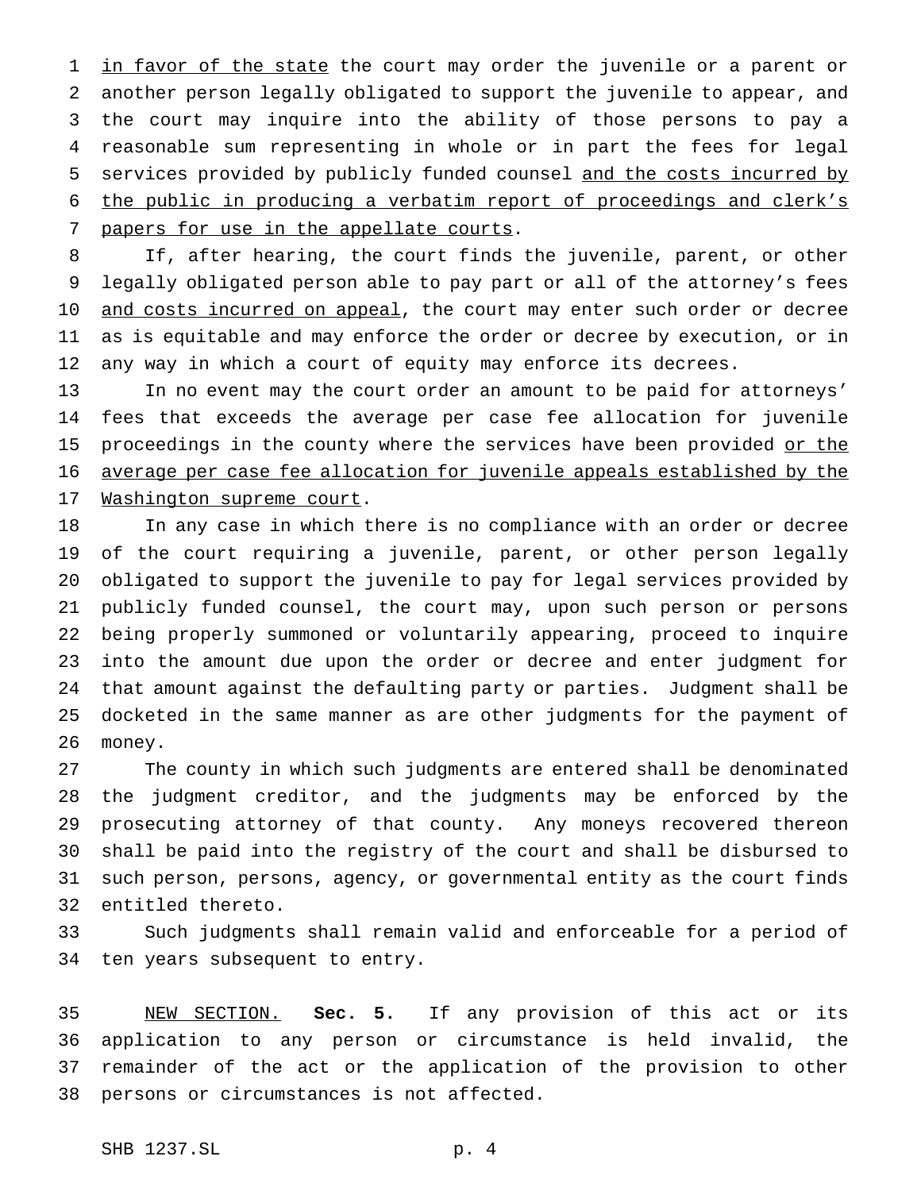in favor of the state the court may order the juvenile or a parent or another person legally obligated to support the juvenile to appear, and the court may inquire into the ability of those persons to pay a reasonable sum representing in whole or in part the fees for legal services provided by publicly funded counsel and the costs incurred by the public in producing a verbatim report of proceedings and clerk's papers for use in the appellate courts.

If, after hearing, the court finds the juvenile, parent, or other legally obligated person able to pay part or all of the attorney's fees and costs incurred on appeal, the court may enter such order or decree as is equitable and may enforce the order or decree by execution, or in any way in which a court of equity may enforce its decrees.

In no event may the court order an amount to be paid for attorneys' fees that exceeds the average per case fee allocation for juvenile proceedings in the county where the services have been provided or the average per case fee allocation for juvenile appeals established by the Washington supreme court.

In any case in which there is no compliance with an order or decree of the court requiring a juvenile, parent, or other person legally obligated to support the juvenile to pay for legal services provided by publicly funded counsel, the court may, upon such person or persons being properly summoned or voluntarily appearing, proceed to inquire into the amount due upon the order or decree and enter judgment for that amount against the defaulting party or parties. Judgment shall be docketed in the same manner as are other judgments for the payment of money.

The county in which such judgments are entered shall be denominated the judgment creditor, and the judgments may be enforced by the prosecuting attorney of that county. Any moneys recovered thereon shall be paid into the registry of the court and shall be disbursed to such person, persons, agency, or governmental entity as the court finds entitled thereto.

Such judgments shall remain valid and enforceable for a period of ten years subsequent to entry.

NEW SECTION. **Sec. 5.** If any provision of this act or its application to any person or circumstance is held invalid, the remainder of the act or the application of the provision to other persons or circumstances is not affected.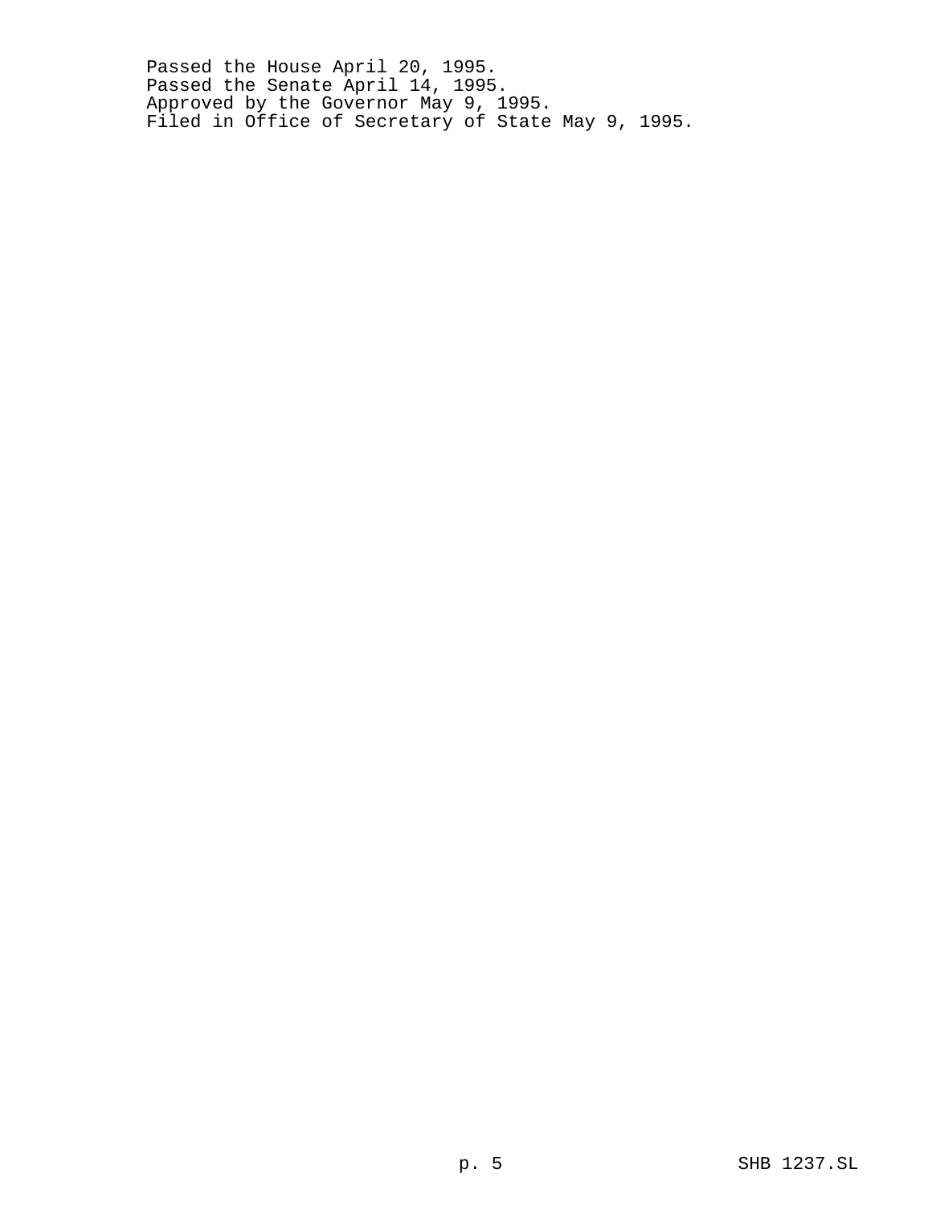Passed the House April 20, 1995.
Passed the Senate April 14, 1995.
Approved by the Governor May 9, 1995.
Filed in Office of Secretary of State May 9, 1995.